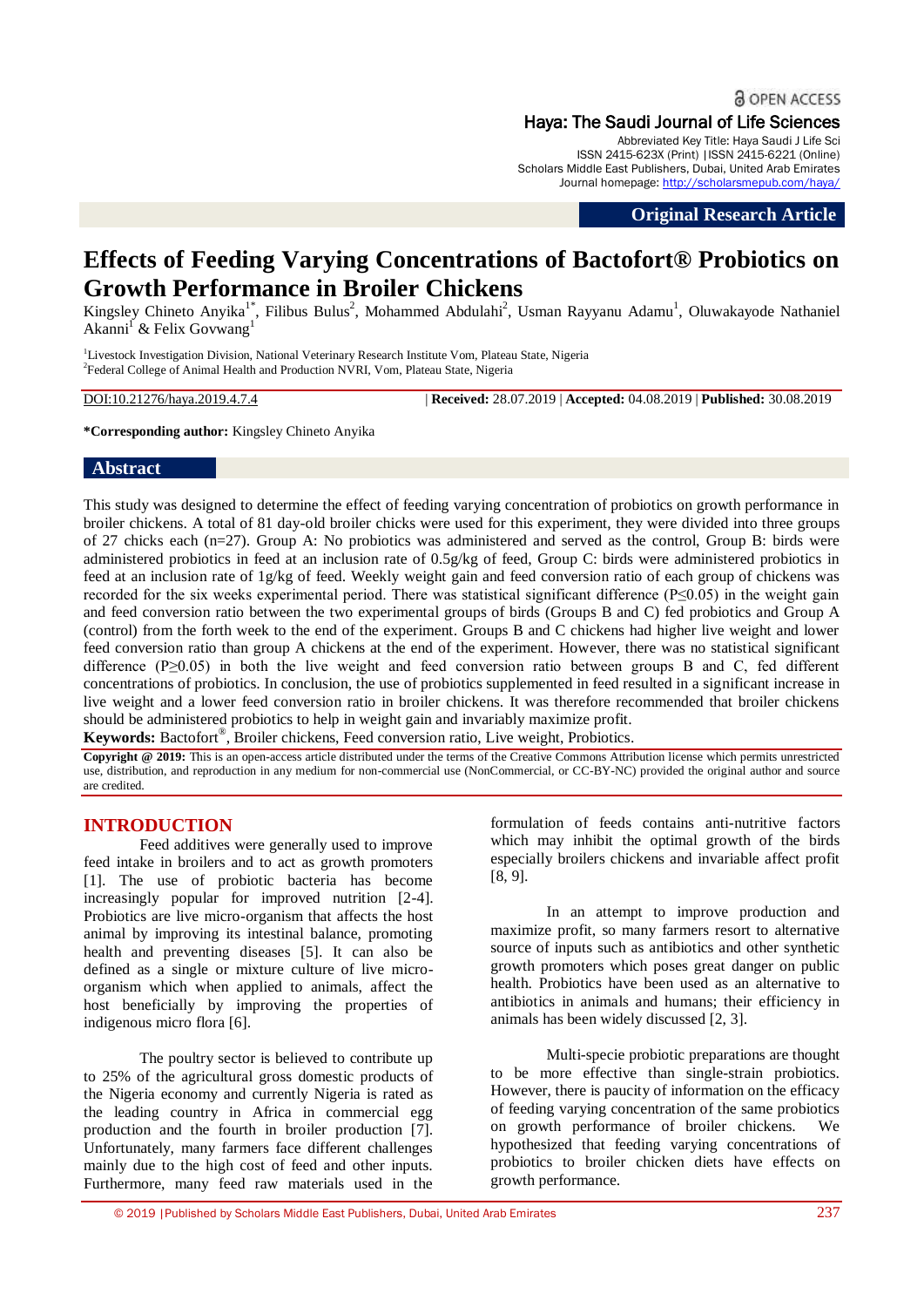OPEN ACCESS

**Haya: The Saudi Journal of Life Sciences**
Abbreviated Key Title: Haya Saudi J Life Sci
ISSN 2415-623X (Print) |ISSN 2415-6221 (Online)
Scholars Middle East Publishers, Dubai, United Arab Emirates
Journal homepage: http://scholarsmepub.com/haya/

**Original Research Article**

# Effects of Feeding Varying Concentrations of Bactofort® Probiotics on Growth Performance in Broiler Chickens

Kingsley Chineto Anyika[1*], Filibus Bulus[2], Mohammed Abdulahi[2], Usman Rayyanu Adamu[1], Oluwakayode Nathaniel Akanni[1] & Felix Govwang[1]

[1]Livestock Investigation Division, National Veterinary Research Institute Vom, Plateau State, Nigeria
[2]Federal College of Animal Health and Production NVRI, Vom, Plateau State, Nigeria

DOI:10.21276/haya.2019.4.7.4 | **Received:** 28.07.2019 | **Accepted:** 04.08.2019 | **Published:** 30.08.2019

***Corresponding author:** Kingsley Chineto Anyika

## Abstract

This study was designed to determine the effect of feeding varying concentration of probiotics on growth performance in broiler chickens. A total of 81 day-old broiler chicks were used for this experiment, they were divided into three groups of 27 chicks each (n=27). Group A: No probiotics was administered and served as the control, Group B: birds were administered probiotics in feed at an inclusion rate of 0.5g/kg of feed, Group C: birds were administered probiotics in feed at an inclusion rate of 1g/kg of feed. Weekly weight gain and feed conversion ratio of each group of chickens was recorded for the six weeks experimental period. There was statistical significant difference ($P \leq 0.05$) in the weight gain and feed conversion ratio between the two experimental groups of birds (Groups B and C) fed probiotics and Group A (control) from the forth week to the end of the experiment. Groups B and C chickens had higher live weight and lower feed conversion ratio than group A chickens at the end of the experiment. However, there was no statistical significant difference ($P \geq 0.05$) in both the live weight and feed conversion ratio between groups B and C, fed different concentrations of probiotics. In conclusion, the use of probiotics supplemented in feed resulted in a significant increase in live weight and a lower feed conversion ratio in broiler chickens. It was therefore recommended that broiler chickens should be administered probiotics to help in weight gain and invariably maximize profit.

**Keywords:** Bactofort®, Broiler chickens, Feed conversion ratio, Live weight, Probiotics.

**Copyright @ 2019:** This is an open-access article distributed under the terms of the Creative Commons Attribution license which permits unrestricted use, distribution, and reproduction in any medium for non-commercial use (NonCommercial, or CC-BY-NC) provided the original author and source are credited.

## INTRODUCTION

Feed additives were generally used to improve feed intake in broilers and to act as growth promoters [1]. The use of probiotic bacteria has become increasingly popular for improved nutrition [2-4]. Probiotics are live micro-organism that affects the host animal by improving its intestinal balance, promoting health and preventing diseases [5]. It can also be defined as a single or mixture culture of live micro-organism which when applied to animals, affect the host beneficially by improving the properties of indigenous micro flora [6].

The poultry sector is believed to contribute up to 25% of the agricultural gross domestic products of the Nigeria economy and currently Nigeria is rated as the leading country in Africa in commercial egg production and the fourth in broiler production [7]. Unfortunately, many farmers face different challenges mainly due to the high cost of feed and other inputs. Furthermore, many feed raw materials used in the formulation of feeds contains anti-nutritive factors which may inhibit the optimal growth of the birds especially broilers chickens and invariable affect profit [8, 9].

In an attempt to improve production and maximize profit, so many farmers resort to alternative source of inputs such as antibiotics and other synthetic growth promoters which poses great danger on public health. Probiotics have been used as an alternative to antibiotics in animals and humans; their efficiency in animals has been widely discussed [2, 3].

Multi-specie probiotic preparations are thought to be more effective than single-strain probiotics. However, there is paucity of information on the efficacy of feeding varying concentration of the same probiotics on growth performance of broiler chickens. We hypothesized that feeding varying concentrations of probiotics to broiler chicken diets have effects on growth performance.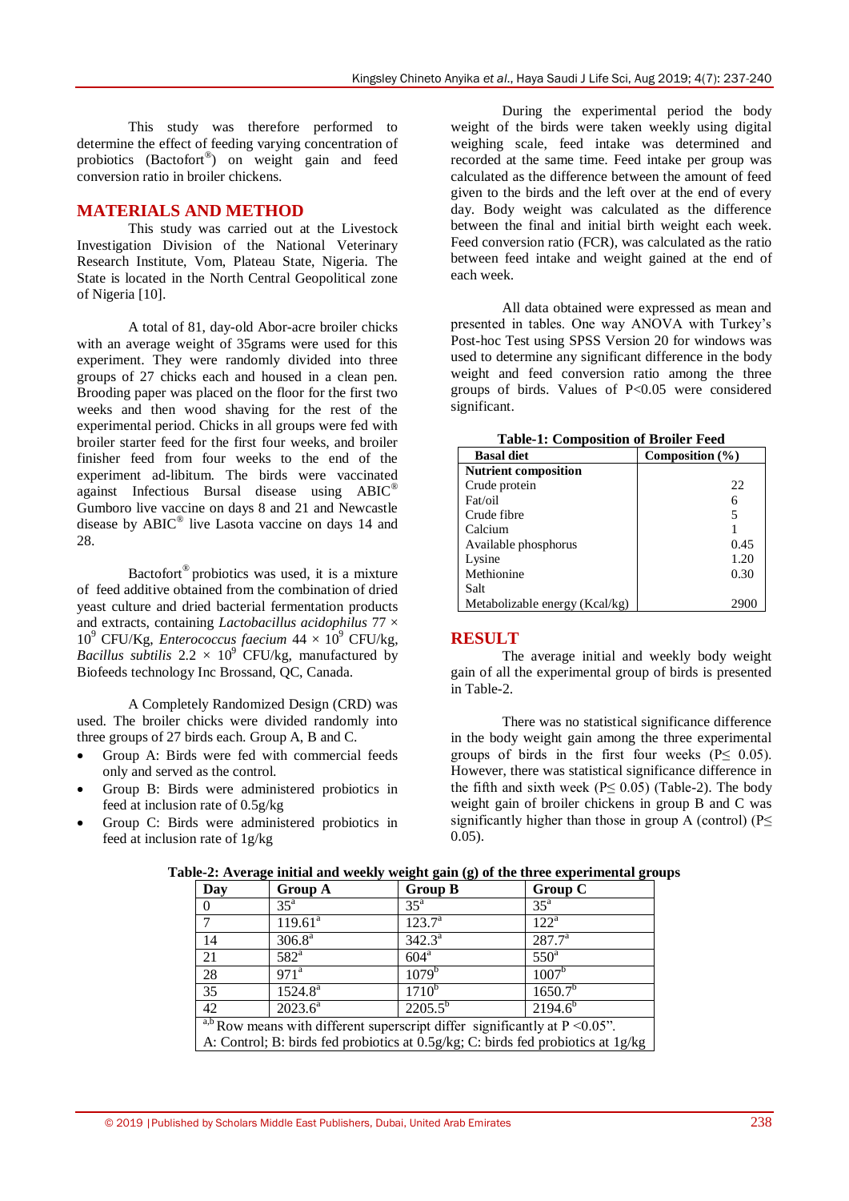This study was therefore performed to determine the effect of feeding varying concentration of probiotics (Bactofort®) on weight gain and feed conversion ratio in broiler chickens.

## MATERIALS AND METHOD

This study was carried out at the Livestock Investigation Division of the National Veterinary Research Institute, Vom, Plateau State, Nigeria. The State is located in the North Central Geopolitical zone of Nigeria [10].

A total of 81, day-old Abor-acre broiler chicks with an average weight of 35grams were used for this experiment. They were randomly divided into three groups of 27 chicks each and housed in a clean pen. Brooding paper was placed on the floor for the first two weeks and then wood shaving for the rest of the experimental period. Chicks in all groups were fed with broiler starter feed for the first four weeks, and broiler finisher feed from four weeks to the end of the experiment ad-libitum. The birds were vaccinated against Infectious Bursal disease using ABIC® Gumboro live vaccine on days 8 and 21 and Newcastle disease by ABIC® live Lasota vaccine on days 14 and 28.

Bactofort® probiotics was used, it is a mixture of feed additive obtained from the combination of dried yeast culture and dried bacterial fermentation products and extracts, containing *Lactobacillus acidophilus* $77 \times 10^9$ CFU/Kg, *Enterococcus faecium* $44 \times 10^9$ CFU/kg, *Bacillus subtilis* $2.2 \times 10^9$ CFU/kg, manufactured by Biofeeds technology Inc Brossand, QC, Canada.

A Completely Randomized Design (CRD) was used. The broiler chickens were divided randomly into three groups of 27 birds each. Group A, B and C.

- Group A: Birds were fed with commercial feeds only and served as the control.
- Group B: Birds were administered probiotics in feed at inclusion rate of 0.5g/kg
- Group C: Birds were administered probiotics in feed at inclusion rate of 1g/kg

During the experimental period the body weight of the birds were taken weekly using digital weighing scale, feed intake was determined and recorded at the same time. Feed intake per group was calculated as the difference between the amount of feed given to the birds and the left over at the end of every day. Body weight was calculated as the difference between the final and initial birth weight each week. Feed conversion ratio (FCR), was calculated as the ratio between feed intake and weight gained at the end of each week.

All data obtained were expressed as mean and presented in tables. One way ANOVA with Turkey's Post-hoc Test using SPSS Version 20 for windows was used to determine any significant difference in the body weight and feed conversion ratio among the three groups of birds. Values of $P<0.05$ were considered significant.

**Table-1: Composition of Broiler Feed**

| Basal diet | Composition (%) |
|---|---|
| **Nutrient composition** | |
| Crude protein | 22 |
| Fat/oil | 6 |
| Crude fibre | 5 |
| Calcium | 1 |
| Available phosphorus | 0.45 |
| Lysine | 1.20 |
| Methionine | 0.30 |
| Salt | |
| Metabolizable energy (Kcal/kg) | 2900 |

## RESULT

The average initial and weekly body weight gain of all the experimental group of birds is presented in Table-2.

There was no statistical significance difference in the body weight gain among the three experimental groups of birds in the first four weeks ($P\leq 0.05$). However, there was statistical significance difference in the fifth and sixth week ($P\leq 0.05$) (Table-2). The body weight gain of broiler chickens in group B and C was significantly higher than those in group A (control) ($P\leq 0.05$).

**Table-2: Average initial and weekly weight gain (g) of the three experimental groups**

| Day | Group A | Group B | Group C |
|---|---|---|---|
| 0 | $35^a$ | $35^a$ | $35^a$ |
| 7 | $119.61^a$ | $123.7^a$ | $122^a$ |
| 14 | $306.8^a$ | $342.3^a$ | $287.7^a$ |
| 21 | $582^a$ | $604^a$ | $550^a$ |
| 28 | $971^a$ | $1079^b$ | $1007^b$ |
| 35 | $1524.8^a$ | $1710^b$ | $1650.7^b$ |
| 42 | $2023.6^a$ | $2205.5^b$ | $2194.6^b$ |

a,b Row means with different superscript differ significantly at $P<0.05$".
A: Control; B: birds fed probiotics at 0.5g/kg; C: birds fed probiotics at 1g/kg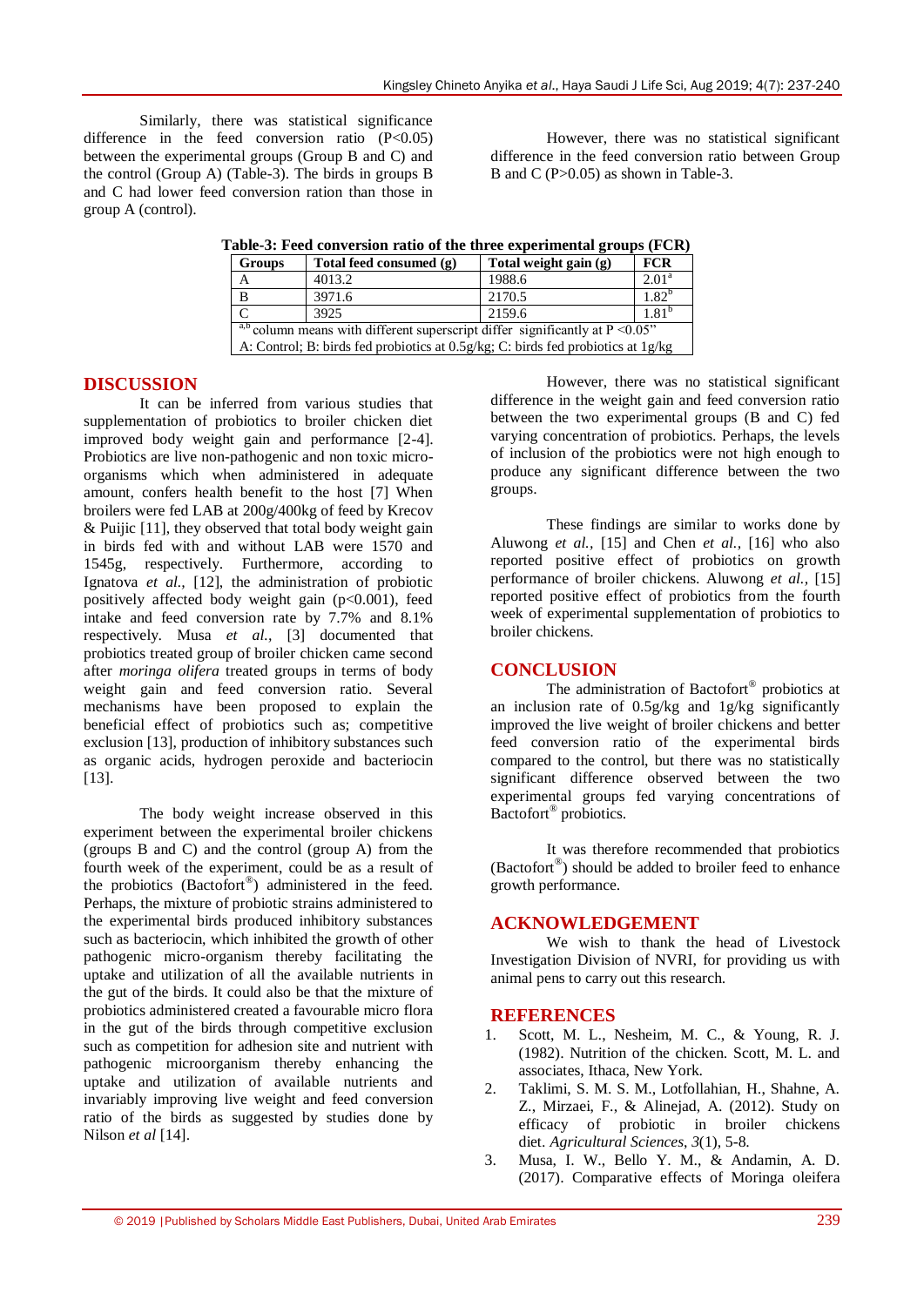Similarly, there was statistical significance difference in the feed conversion ratio ($P<0.05$) between the experimental groups (Group B and C) and the control (Group A) (Table-3). The birds in groups B and C had lower feed conversion ration than those in group A (control).

However, there was no statistical significant difference in the feed conversion ratio between Group B and C ($P>0.05$) as shown in Table-3.

**Table-3: Feed conversion ratio of the three experimental groups (FCR)**

| Groups | Total feed consumed (g) | Total weight gain (g) | FCR |
|---|---|---|---|
| A | 4013.2 | 1988.6 | $2.01^{a}$ |
| B | 3971.6 | 2170.5 | $1.82^{b}$ |
| C | 3925 | 2159.6 | $1.81^{b}$ |

$^{a,b}$ column means with different superscript differ significantly at $P<0.05$"
A: Control; B: birds fed probiotics at 0.5g/kg; C: birds fed probiotics at 1g/kg

## DISCUSSION

It can be inferred from various studies that supplementation of probiotics to broiler chicken diet improved body weight gain and performance [2-4]. Probiotics are live non-pathogenic and non toxic micro-organisms which when administered in adequate amount, confers health benefit to the host [7] When broilers were fed LAB at 200g/400kg of feed by Krecov & Puijic [11], they observed that total body weight gain in birds fed with and without LAB were 1570 and 1545g, respectively. Furthermore, according to Ignatova *et al.,* [12], the administration of probiotic positively affected body weight gain ($p<0.001$), feed intake and feed conversion rate by 7.7% and 8.1% respectively. Musa *et al.,* [3] documented that probiotics treated group of broiler chicken came second after *moringa olifera* treated groups in terms of body weight gain and feed conversion ratio. Several mechanisms have been proposed to explain the beneficial effect of probiotics such as; competitive exclusion [13], production of inhibitory substances such as organic acids, hydrogen peroxide and bacteriocin [13].

The body weight increase observed in this experiment between the experimental broiler chickens (groups B and C) and the control (group A) from the fourth week of the experiment, could be as a result of the probiotics (Bactofort®) administered in the feed. Perhaps, the mixture of probiotic strains administered to the experimental birds produced inhibitory substances such as bacteriocin, which inhibited the growth of other pathogenic micro-organism thereby facilitating the uptake and utilization of all the available nutrients in the gut of the birds. It could also be that the mixture of probiotics administered created a favourable micro flora in the gut of the birds through competitive exclusion such as competition for adhesion site and nutrient with pathogenic microorganism thereby enhancing the uptake and utilization of available nutrients and invariably improving live weight and feed conversion ratio of the birds as suggested by studies done by Nilson *et al* [14].

However, there was no statistical significant difference in the weight gain and feed conversion ratio between the two experimental groups (B and C) fed varying concentration of probiotics. Perhaps, the levels of inclusion of the probiotics were not high enough to produce any significant difference between the two groups.

These findings are similar to works done by Aluwong *et al.,* [15] and Chen *et al.,* [16] who also reported positive effect of probiotics on growth performance of broiler chickens. Aluwong *et al.,* [15] reported positive effect of probiotics from the fourth week of experimental supplementation of probiotics to broiler chickens.

## CONCLUSION

The administration of Bactofort® probiotics at an inclusion rate of 0.5g/kg and 1g/kg significantly improved the live weight of broiler chickens and better feed conversion ratio of the experimental birds compared to the control, but there was no statistically significant difference observed between the two experimental groups fed varying concentrations of Bactofort® probiotics.

It was therefore recommended that probiotics (Bactofort®) should be added to broiler feed to enhance growth performance.

## ACKNOWLEDGEMENT

We wish to thank the head of Livestock Investigation Division of NVRI, for providing us with animal pens to carry out this research.

## REFERENCES

1. Scott, M. L., Nesheim, M. C., & Young, R. J. (1982). Nutrition of the chicken. Scott, M. L. and associates, Ithaca, New York.
2. Taklimi, S. M. S. M., Lotfollahian, H., Shahne, A. Z., Mirzaei, F., & Alinejad, A. (2012). Study on efficacy of probiotic in broiler chickens diet. *Agricultural Sciences*, *3*(1), 5-8.
3. Musa, I. W., Bello Y. M., & Andamin, A. D. (2017). Comparative effects of Moringa oleifera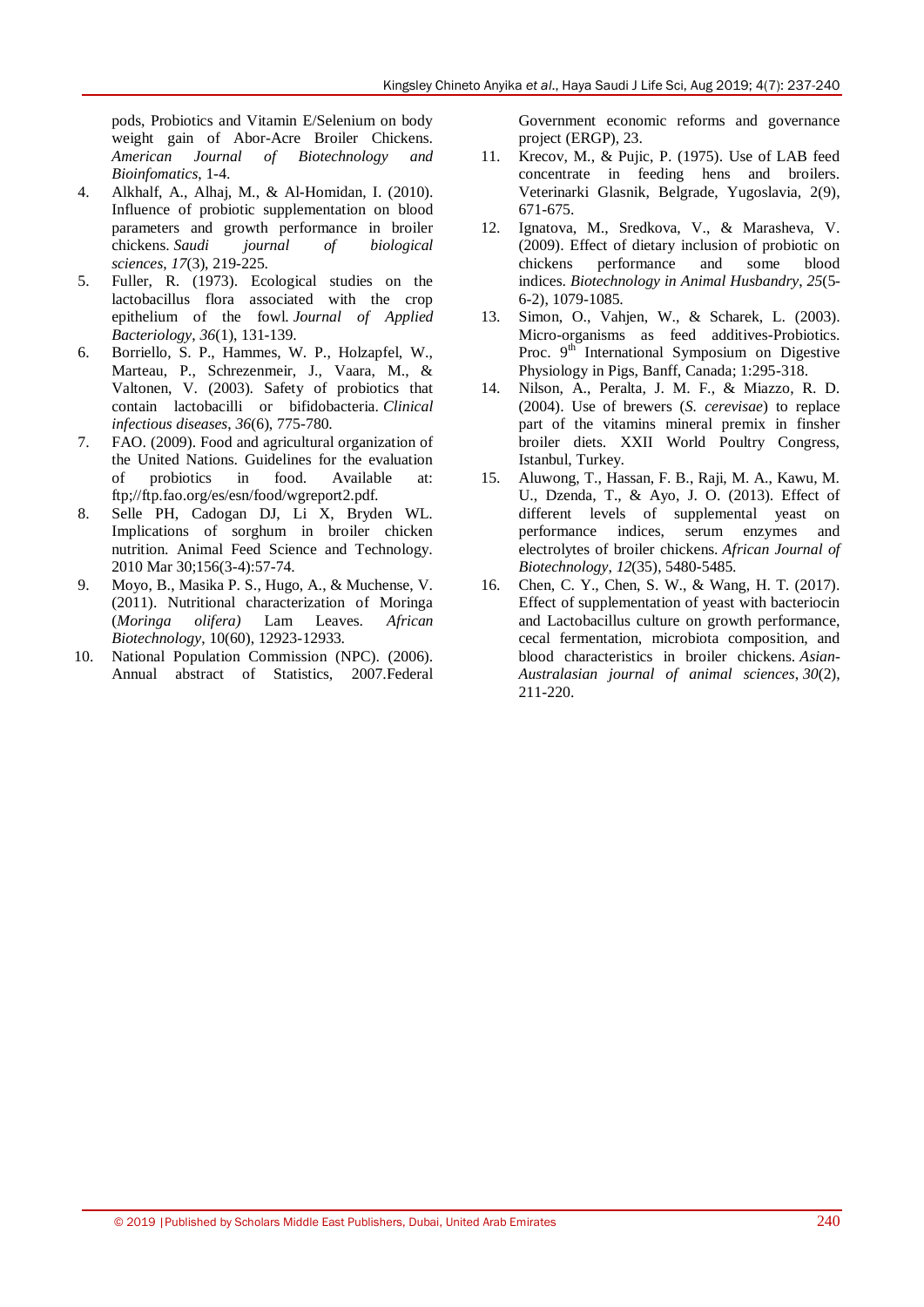pods, Probiotics and Vitamin E/Selenium on body weight gain of Abor-Acre Broiler Chickens. *American Journal of Biotechnology and Bioinfomatics*, 1-4.

4. Alkhalf, A., Alhaj, M., & Al-Homidan, I. (2010). Influence of probiotic supplementation on blood parameters and growth performance in broiler chickens. *Saudi journal of biological sciences*, *17*(3), 219-225.
5. Fuller, R. (1973). Ecological studies on the lactobacillus flora associated with the crop epithelium of the fowl. *Journal of Applied Bacteriology*, *36*(1), 131-139.
6. Borriello, S. P., Hammes, W. P., Holzapfel, W., Marteau, P., Schrezenmeir, J., Vaara, M., & Valtonen, V. (2003). Safety of probiotics that contain lactobacilli or bifidobacteria. *Clinical infectious diseases*, *36*(6), 775-780.
7. FAO. (2009). Food and agricultural organization of the United Nations. Guidelines for the evaluation of probiotics in food. Available at: ftp;//ftp.fao.org/es/esn/food/wgreport2.pdf.
8. Selle PH, Cadogan DJ, Li X, Bryden WL. Implications of sorghum in broiler chicken nutrition. Animal Feed Science and Technology. 2010 Mar 30;156(3-4):57-74.
9. Moyo, B., Masika P. S., Hugo, A., & Muchense, V. (2011). Nutritional characterization of Moringa (*Moringa olifera)* Lam Leaves. *African Biotechnology*, 10(60), 12923-12933.
10. National Population Commission (NPC). (2006). Annual abstract of Statistics, 2007.Federal Government economic reforms and governance project (ERGP), 23.
11. Krecov, M., & Pujic, P. (1975). Use of LAB feed concentrate in feeding hens and broilers. Veterinarki Glasnik, Belgrade, Yugoslavia, 2(9), 671-675.
12. Ignatova, M., Sredkova, V., & Marasheva, V. (2009). Effect of dietary inclusion of probiotic on chickens performance and some blood indices. *Biotechnology in Animal Husbandry*, *25*(5-6-2), 1079-1085.
13. Simon, O., Vahjen, W., & Scharek, L. (2003). Micro-organisms as feed additives-Probiotics. Proc. 9th International Symposium on Digestive Physiology in Pigs, Banff, Canada; 1:295-318.
14. Nilson, A., Peralta, J. M. F., & Miazzo, R. D. (2004). Use of brewers (*S. cerevisae*) to replace part of the vitamins mineral premix in finsher broiler diets. XXII World Poultry Congress, Istanbul, Turkey.
15. Aluwong, T., Hassan, F. B., Raji, M. A., Kawu, M. U., Dzenda, T., & Ayo, J. O. (2013). Effect of different levels of supplemental yeast on performance indices, serum enzymes and electrolytes of broiler chickens. *African Journal of Biotechnology*, *12*(35), 5480-5485.
16. Chen, C. Y., Chen, S. W., & Wang, H. T. (2017). Effect of supplementation of yeast with bacteriocin and Lactobacillus culture on growth performance, cecal fermentation, microbiota composition, and blood characteristics in broiler chickens. *Asian-Australasian journal of animal sciences*, *30*(2), 211-220.